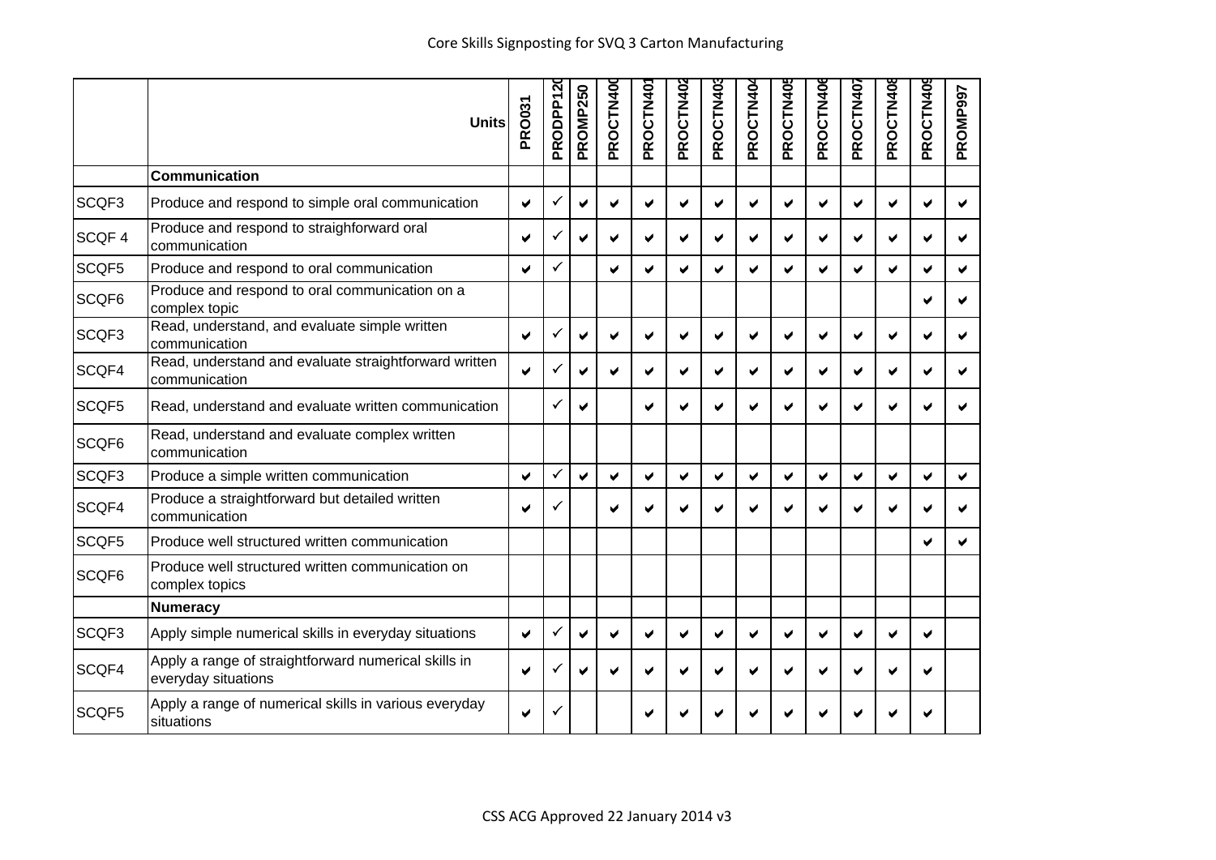# Core Skills Signposting for SVQ 3 Carton Manufacturing

| | Units | PRO031 | PRODPP120 | PROMP250 | PROCTN400 | PROCTN401 | PROCTN402 | PROCTN403 | PROCTN404 | PROCTN405 | PROCTN406 | PROCTN407 | PROCTN408 | PROCTN409 | PROMP997 |
|---|---|---|---|---|---|---|---|---|---|---|---|---|---|---|---|
| | **Communication** | | | | | | | | | | | | | | |
| SCQF3 | Produce and respond to simple oral communication | ✔ | ✓ | ✔ | ✔ | ✔ | ✔ | ✔ | ✔ | ✔ | ✔ | ✔ | ✔ | ✔ | ✔ |
| SCQF 4 | Produce and respond to straighforward oral communication | ✔ | ✓ | ✔ | ✔ | ✔ | ✔ | ✔ | ✔ | ✔ | ✔ | ✔ | ✔ | ✔ | ✔ |
| SCQF5 | Produce and respond to oral communication | ✔ | ✓ | | ✔ | ✔ | ✔ | ✔ | ✔ | ✔ | ✔ | ✔ | ✔ | ✔ | ✔ |
| SCQF6 | Produce and respond to oral communication on a complex topic | | | | | | | | | | | | | ✔ | ✔ |
| SCQF3 | Read, understand, and evaluate simple written communication | ✔ | ✓ | ✔ | ✔ | ✔ | ✔ | ✔ | ✔ | ✔ | ✔ | ✔ | ✔ | ✔ | ✔ |
| SCQF4 | Read, understand and evaluate straightforward written communication | ✔ | ✓ | ✔ | ✔ | ✔ | ✔ | ✔ | ✔ | ✔ | ✔ | ✔ | ✔ | ✔ | ✔ |
| SCQF5 | Read, understand and evaluate written communication | | ✓ | ✔ | | ✔ | ✔ | ✔ | ✔ | ✔ | ✔ | ✔ | ✔ | ✔ | ✔ |
| SCQF6 | Read, understand and evaluate complex written communication | | | | | | | | | | | | | | |
| SCQF3 | Produce a simple written communication | ✔ | ✓ | ✔ | ✔ | ✔ | ✔ | ✔ | ✔ | ✔ | ✔ | ✔ | ✔ | ✔ | ✔ |
| SCQF4 | Produce a straightforward but detailed written communication | ✔ | ✓ | | ✔ | ✔ | ✔ | ✔ | ✔ | ✔ | ✔ | ✔ | ✔ | ✔ | ✔ |
| SCQF5 | Produce well structured written communication | | | | | | | | | | | | | ✔ | ✔ |
| SCQF6 | Produce well structured written communication on complex topics | | | | | | | | | | | | | | |
| | **Numeracy** | | | | | | | | | | | | | | |
| SCQF3 | Apply simple numerical skills in everyday situations | ✔ | ✓ | ✔ | ✔ | ✔ | ✔ | ✔ | ✔ | ✔ | ✔ | ✔ | ✔ | ✔ | |
| SCQF4 | Apply a range of straightforward numerical skills in everyday situations | ✔ | ✓ | ✔ | ✔ | ✔ | ✔ | ✔ | ✔ | ✔ | ✔ | ✔ | ✔ | ✔ | |
| SCQF5 | Apply a range of numerical skills in various everyday situations | ✔ | ✓ | | | ✔ | ✔ | ✔ | ✔ | ✔ | ✔ | ✔ | ✔ | ✔ | |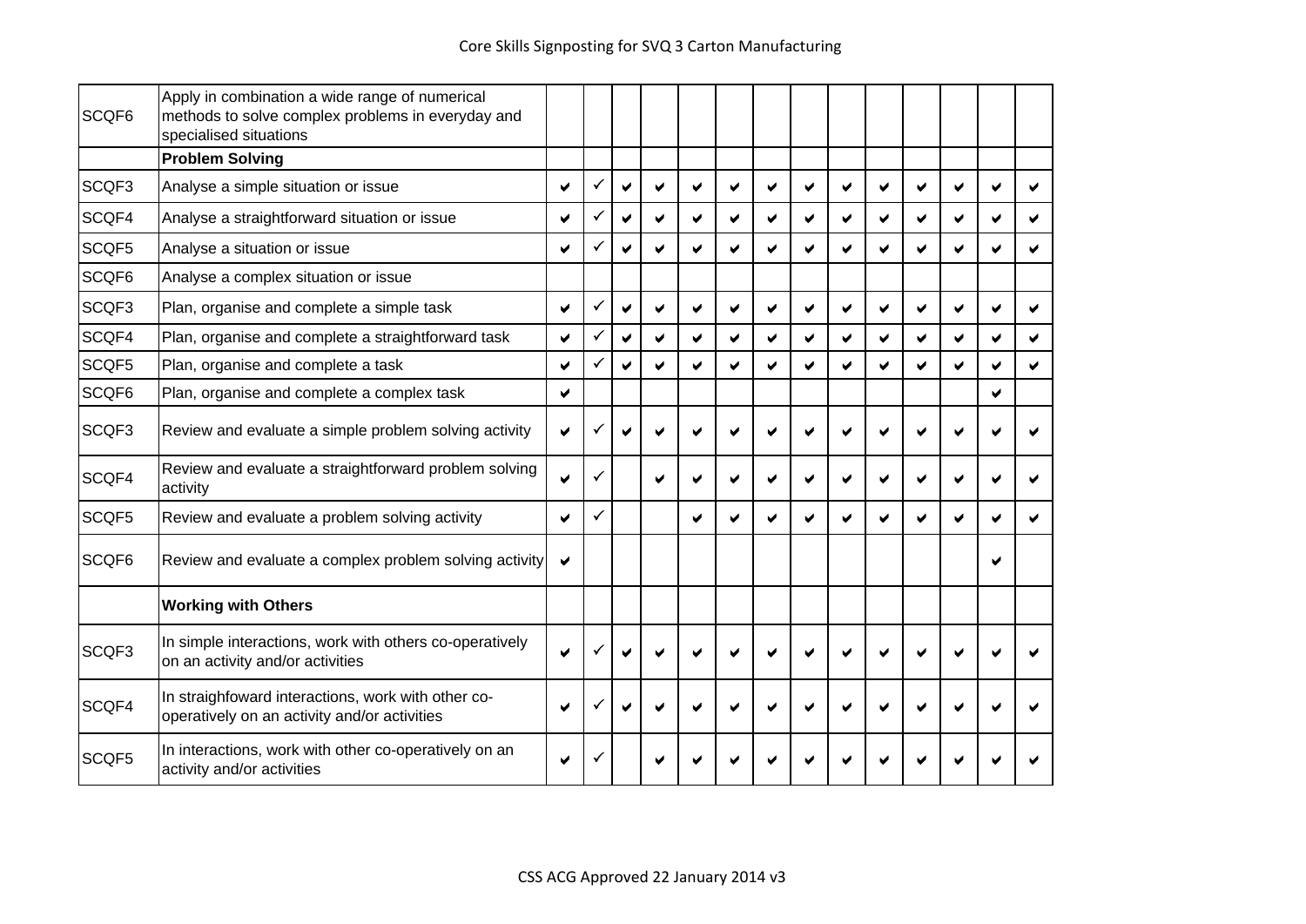| | | | | | | | | | | | | | | | |
|---|---|---|---|---|---|---|---|---|---|---|---|---|---|---|---|
| SCQF6 | Apply in combination a wide range of numerical methods to solve complex problems in everyday and specialised situations | | | | | | | | | | | | | | |
| | **Problem Solving** | | | | | | | | | | | | | | |
| SCQF3 | Analyse a simple situation or issue | ✔ | ✓ | ✔ | ✔ | ✔ | ✔ | ✔ | ✔ | ✔ | ✔ | ✔ | ✔ | ✔ | ✔ |
| SCQF4 | Analyse a straightforward situation or issue | ✔ | ✓ | ✔ | ✔ | ✔ | ✔ | ✔ | ✔ | ✔ | ✔ | ✔ | ✔ | ✔ | ✔ |
| SCQF5 | Analyse a situation or issue | ✔ | ✓ | ✔ | ✔ | ✔ | ✔ | ✔ | ✔ | ✔ | ✔ | ✔ | ✔ | ✔ | ✔ |
| SCQF6 | Analyse a complex situation or issue | | | | | | | | | | | | | | |
| SCQF3 | Plan, organise and complete a simple task | ✔ | ✓ | ✔ | ✔ | ✔ | ✔ | ✔ | ✔ | ✔ | ✔ | ✔ | ✔ | ✔ | ✔ |
| SCQF4 | Plan, organise and complete a straightforward task | ✔ | ✓ | ✔ | ✔ | ✔ | ✔ | ✔ | ✔ | ✔ | ✔ | ✔ | ✔ | ✔ | ✔ |
| SCQF5 | Plan, organise and complete a task | ✔ | ✓ | ✔ | ✔ | ✔ | ✔ | ✔ | ✔ | ✔ | ✔ | ✔ | ✔ | ✔ | ✔ |
| SCQF6 | Plan, organise and complete a complex task | ✔ | | | | | | | | | | | | ✔ | |
| SCQF3 | Review and evaluate a simple problem solving activity | ✔ | ✓ | ✔ | ✔ | ✔ | ✔ | ✔ | ✔ | ✔ | ✔ | ✔ | ✔ | ✔ | ✔ |
| SCQF4 | Review and evaluate a straightforward problem solving activity | ✔ | ✓ | | ✔ | ✔ | ✔ | ✔ | ✔ | ✔ | ✔ | ✔ | ✔ | ✔ | ✔ |
| SCQF5 | Review and evaluate a problem solving activity | ✔ | ✓ | | | ✔ | ✔ | ✔ | ✔ | ✔ | ✔ | ✔ | ✔ | ✔ | ✔ |
| SCQF6 | Review and evaluate a complex problem solving activity | ✔ | | | | | | | | | | | | ✔ | |
| | **Working with Others** | | | | | | | | | | | | | | |
| SCQF3 | In simple interactions, work with others co-operatively on an activity and/or activities | ✔ | ✓ | ✔ | ✔ | ✔ | ✔ | ✔ | ✔ | ✔ | ✔ | ✔ | ✔ | ✔ | ✔ |
| SCQF4 | In straighfoward interactions, work with other co-operatively on an activity and/or activities | ✔ | ✓ | ✔ | ✔ | ✔ | ✔ | ✔ | ✔ | ✔ | ✔ | ✔ | ✔ | ✔ | ✔ |
| SCQF5 | In interactions, work with other co-operatively on an activity and/or activities | ✔ | ✓ | | ✔ | ✔ | ✔ | ✔ | ✔ | ✔ | ✔ | ✔ | ✔ | ✔ | ✔ |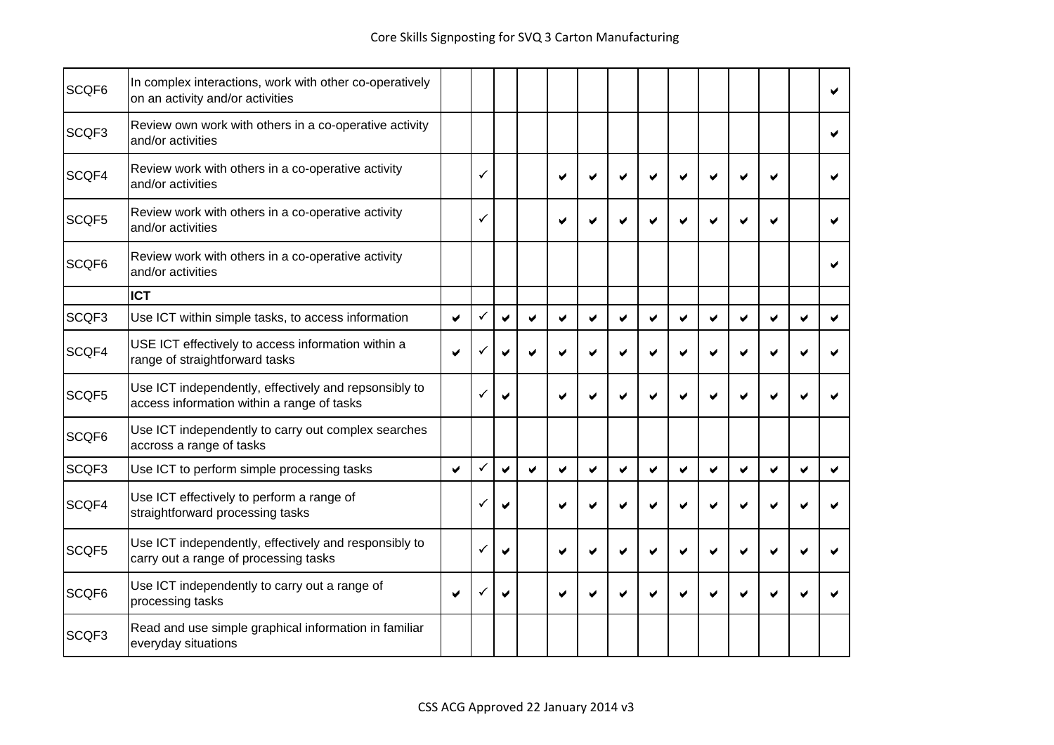| | | | | | | | | | | | | | | | |
|---|---|---|---|---|---|---|---|---|---|---|---|---|---|---|---|
| SCQF6 | In complex interactions, work with other co-operatively on an activity and/or activities | | | | | | | | | | | | | | ✔ |
| SCQF3 | Review own work with others in a co-operative activity and/or activities | | | | | | | | | | | | | | ✔ |
| SCQF4 | Review work with others in a co-operative activity and/or activities | | ✓ | | | ✔ | ✔ | ✔ | ✔ | ✔ | ✔ | ✔ | ✔ | | ✔ |
| SCQF5 | Review work with others in a co-operative activity and/or activities | | ✓ | | | ✔ | ✔ | ✔ | ✔ | ✔ | ✔ | ✔ | ✔ | | ✔ |
| SCQF6 | Review work with others in a co-operative activity and/or activities | | | | | | | | | | | | | | ✔ |
| | **ICT** | | | | | | | | | | | | | | |
| SCQF3 | Use ICT within simple tasks, to access information | ✔ | ✓ | ✔ | ✔ | ✔ | ✔ | ✔ | ✔ | ✔ | ✔ | ✔ | ✔ | ✔ | ✔ |
| SCQF4 | USE ICT effectively to access information within a range of straightforward tasks | ✔ | ✓ | ✔ | ✔ | ✔ | ✔ | ✔ | ✔ | ✔ | ✔ | ✔ | ✔ | ✔ | ✔ |
| SCQF5 | Use ICT independently, effectively and repsonsibly to access information within a range of tasks | | ✓ | ✔ | | ✔ | ✔ | ✔ | ✔ | ✔ | ✔ | ✔ | ✔ | ✔ | ✔ |
| SCQF6 | Use ICT independently to carry out complex searches accross a range of tasks | | | | | | | | | | | | | | |
| SCQF3 | Use ICT to perform simple processing tasks | ✔ | ✓ | ✔ | ✔ | ✔ | ✔ | ✔ | ✔ | ✔ | ✔ | ✔ | ✔ | ✔ | ✔ |
| SCQF4 | Use ICT effectively to perform a range of straightforward processing tasks | | ✓ | ✔ | | ✔ | ✔ | ✔ | ✔ | ✔ | ✔ | ✔ | ✔ | ✔ | ✔ |
| SCQF5 | Use ICT independently, effectively and responsibly to carry out a range of processing tasks | | ✓ | ✔ | | ✔ | ✔ | ✔ | ✔ | ✔ | ✔ | ✔ | ✔ | ✔ | ✔ |
| SCQF6 | Use ICT independently to carry out a range of processing tasks | ✔ | ✓ | ✔ | | ✔ | ✔ | ✔ | ✔ | ✔ | ✔ | ✔ | ✔ | ✔ | ✔ |
| SCQF3 | Read and use simple graphical information in familiar everyday situations | | | | | | | | | | | | | | |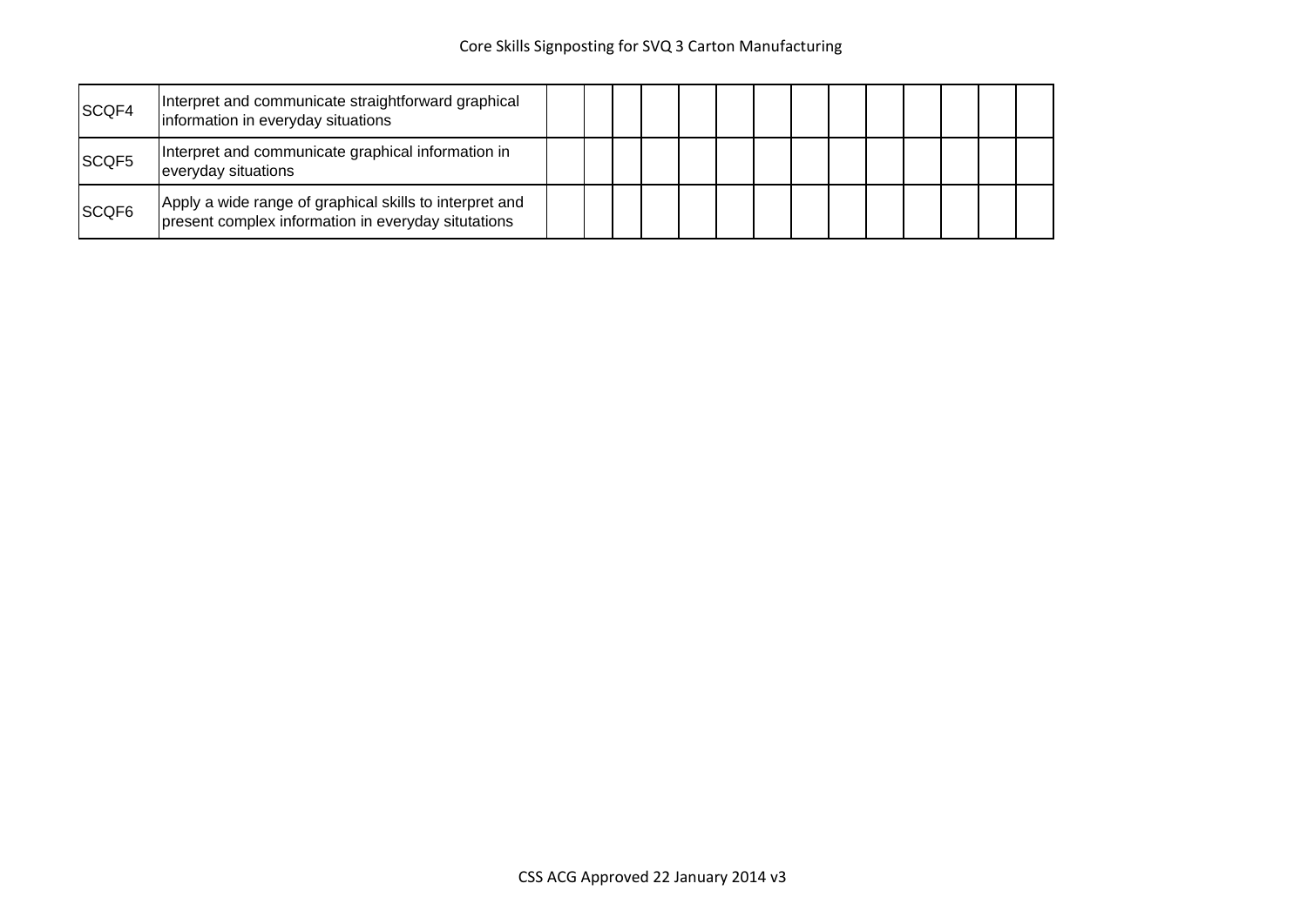| | | | | | | | | | | | | | | | |
|---|---|---|---|---|---|---|---|---|---|---|---|---|---|---|---|
| SCQF4 | Interpret and communicate straightforward graphical information in everyday situations | | | | | | | | | | | | | | |
| SCQF5 | Interpret and communicate graphical information in everyday situations | | | | | | | | | | | | | | |
| SCQF6 | Apply a wide range of graphical skills to interpret and present complex information in everyday situtations | | | | | | | | | | | | | | |